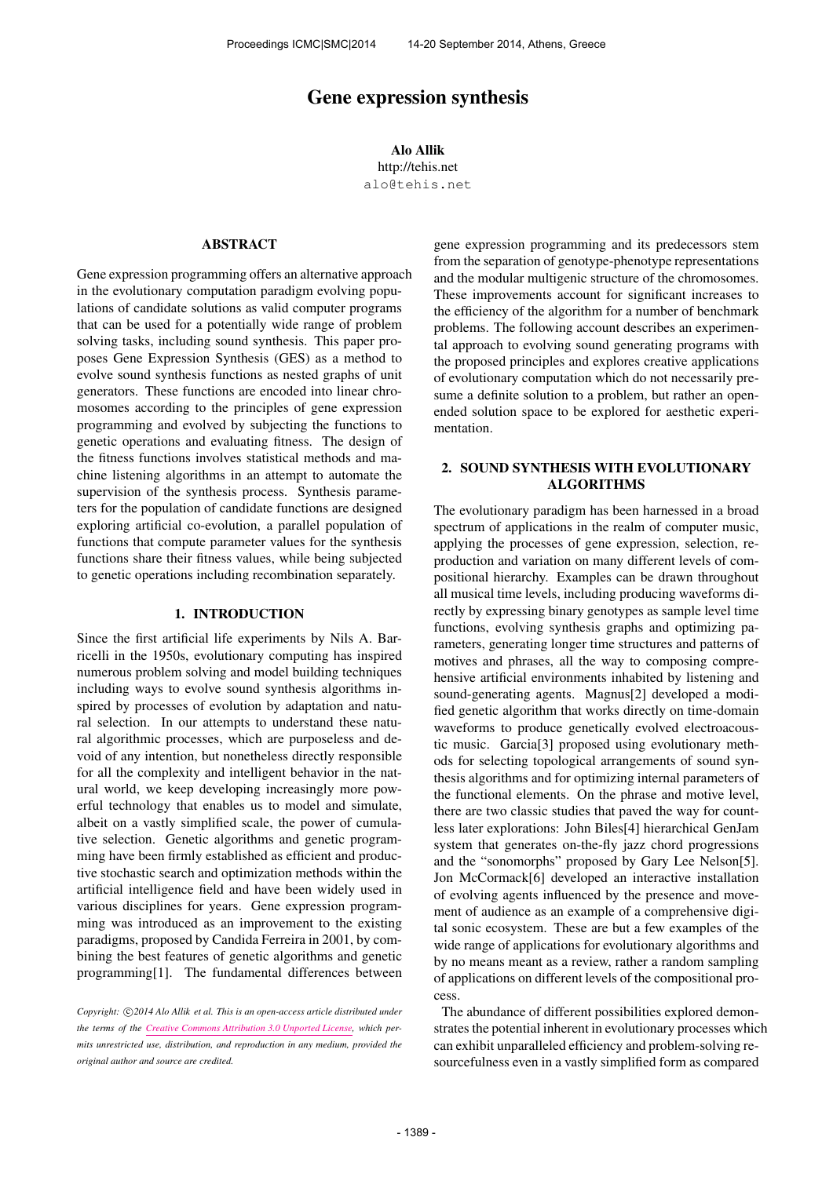# Gene expression synthesis

**Alo Allik**
http://tehis.net
alo@tehis.net

## ABSTRACT

Gene expression programming offers an alternative approach in the evolutionary computation paradigm evolving populations of candidate solutions as valid computer programs that can be used for a potentially wide range of problem solving tasks, including sound synthesis. This paper proposes Gene Expression Synthesis (GES) as a method to evolve sound synthesis functions as nested graphs of unit generators. These functions are encoded into linear chromosomes according to the principles of gene expression programming and evolved by subjecting the functions to genetic operations and evaluating fitness. The design of the fitness functions involves statistical methods and machine listening algorithms in an attempt to automate the supervision of the synthesis process. Synthesis parameters for the population of candidate functions are designed exploring artificial co-evolution, a parallel population of functions that compute parameter values for the synthesis functions share their fitness values, while being subjected to genetic operations including recombination separately.

## 1. INTRODUCTION

Since the first artificial life experiments by Nils A. Barricelli in the 1950s, evolutionary computing has inspired numerous problem solving and model building techniques including ways to evolve sound synthesis algorithms inspired by processes of evolution by adaptation and natural selection. In our attempts to understand these natural algorithmic processes, which are purposeless and devoid of any intention, but nonetheless directly responsible for all the complexity and intelligent behavior in the natural world, we keep developing increasingly more powerful technology that enables us to model and simulate, albeit on a vastly simplified scale, the power of cumulative selection. Genetic algorithms and genetic programming have been firmly established as efficient and productive stochastic search and optimization methods within the artificial intelligence field and have been widely used in various disciplines for years. Gene expression programming was introduced as an improvement to the existing paradigms, proposed by Candida Ferreira in 2001, by combining the best features of genetic algorithms and genetic programming[1]. The fundamental differences between gene expression programming and its predecessors stem from the separation of genotype-phenotype representations and the modular multigenic structure of the chromosomes. These improvements account for significant increases to the efficiency of the algorithm for a number of benchmark problems. The following account describes an experimental approach to evolving sound generating programs with the proposed principles and explores creative applications of evolutionary computation which do not necessarily presume a definite solution to a problem, but rather an open-ended solution space to be explored for aesthetic experimentation.

*Copyright: ©2014 Alo Allik et al. This is an open-access article distributed under the terms of the Creative Commons Attribution 3.0 Unported License, which permits unrestricted use, distribution, and reproduction in any medium, provided the original author and source are credited.*

## 2. SOUND SYNTHESIS WITH EVOLUTIONARY ALGORITHMS

The evolutionary paradigm has been harnessed in a broad spectrum of applications in the realm of computer music, applying the processes of gene expression, selection, reproduction and variation on many different levels of compositional hierarchy. Examples can be drawn throughout all musical time levels, including producing waveforms directly by expressing binary genotypes as sample level time functions, evolving synthesis graphs and optimizing parameters, generating longer time structures and patterns of motives and phrases, all the way to composing comprehensive artificial environments inhabited by listening and sound-generating agents. Magnus[2] developed a modified genetic algorithm that works directly on time-domain waveforms to produce genetically evolved electroacoustic music. Garcia[3] proposed using evolutionary methods for selecting topological arrangements of sound synthesis algorithms and for optimizing internal parameters of the functional elements. On the phrase and motive level, there are two classic studies that paved the way for countless later explorations: John Biles[4] hierarchical GenJam system that generates on-the-fly jazz chord progressions and the "sonomorphs" proposed by Gary Lee Nelson[5]. Jon McCormack[6] developed an interactive installation of evolving agents influenced by the presence and movement of audience as an example of a comprehensive digital sonic ecosystem. These are but a few examples of the wide range of applications for evolutionary algorithms and by no means meant as a review, rather a random sampling of applications on different levels of the compositional process.

The abundance of different possibilities explored demonstrates the potential inherent in evolutionary processes which can exhibit unparalleled efficiency and problem-solving resourcefulness even in a vastly simplified form as compared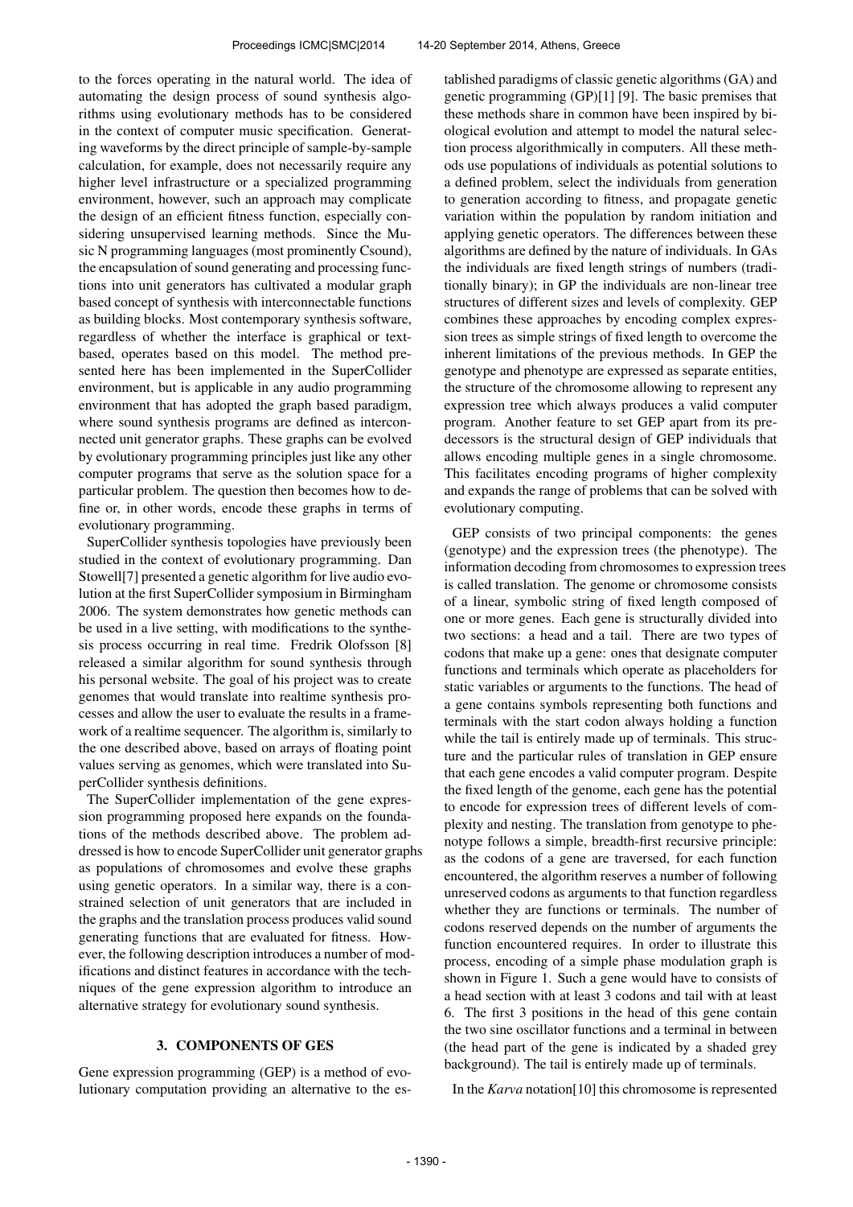to the forces operating in the natural world. The idea of automating the design process of sound synthesis algorithms using evolutionary methods has to be considered in the context of computer music specification. Generating waveforms by the direct principle of sample-by-sample calculation, for example, does not necessarily require any higher level infrastructure or a specialized programming environment, however, such an approach may complicate the design of an efficient fitness function, especially considering unsupervised learning methods. Since the Music N programming languages (most prominently Csound), the encapsulation of sound generating and processing functions into unit generators has cultivated a modular graph based concept of synthesis with interconnectable functions as building blocks. Most contemporary synthesis software, regardless of whether the interface is graphical or text-based, operates based on this model. The method presented here has been implemented in the SuperCollider environment, but is applicable in any audio programming environment that has adopted the graph based paradigm, where sound synthesis programs are defined as interconnected unit generator graphs. These graphs can be evolved by evolutionary programming principles just like any other computer programs that serve as the solution space for a particular problem. The question then becomes how to define or, in other words, encode these graphs in terms of evolutionary programming.

SuperCollider synthesis topologies have previously been studied in the context of evolutionary programming. Dan Stowell[7] presented a genetic algorithm for live audio evolution at the first SuperCollider symposium in Birmingham 2006. The system demonstrates how genetic methods can be used in a live setting, with modifications to the synthesis process occurring in real time. Fredrik Olofsson [8] released a similar algorithm for sound synthesis through his personal website. The goal of his project was to create genomes that would translate into realtime synthesis processes and allow the user to evaluate the results in a framework of a realtime sequencer. The algorithm is, similarly to the one described above, based on arrays of floating point values serving as genomes, which were translated into SuperCollider synthesis definitions.

The SuperCollider implementation of the gene expression programming proposed here expands on the foundations of the methods described above. The problem addressed is how to encode SuperCollider unit generator graphs as populations of chromosomes and evolve these graphs using genetic operators. In a similar way, there is a constrained selection of unit generators that are included in the graphs and the translation process produces valid sound generating functions that are evaluated for fitness. However, the following description introduces a number of modifications and distinct features in accordance with the techniques of the gene expression algorithm to introduce an alternative strategy for evolutionary sound synthesis.

## 3. COMPONENTS OF GES

Gene expression programming (GEP) is a method of evolutionary computation providing an alternative to the established paradigms of classic genetic algorithms (GA) and genetic programming (GP)[1] [9]. The basic premises that these methods share in common have been inspired by biological evolution and attempt to model the natural selection process algorithmically in computers. All these methods use populations of individuals as potential solutions to a defined problem, select the individuals from generation to generation according to fitness, and propagate genetic variation within the population by random initiation and applying genetic operators. The differences between these algorithms are defined by the nature of individuals. In GAs the individuals are fixed length strings of numbers (traditionally binary); in GP the individuals are non-linear tree structures of different sizes and levels of complexity. GEP combines these approaches by encoding complex expression trees as simple strings of fixed length to overcome the inherent limitations of the previous methods. In GEP the genotype and phenotype are expressed as separate entities, the structure of the chromosome allowing to represent any expression tree which always produces a valid computer program. Another feature to set GEP apart from its predecessors is the structural design of GEP individuals that allows encoding multiple genes in a single chromosome. This facilitates encoding programs of higher complexity and expands the range of problems that can be solved with evolutionary computing.

GEP consists of two principal components: the genes (genotype) and the expression trees (the phenotype). The information decoding from chromosomes to expression trees is called translation. The genome or chromosome consists of a linear, symbolic string of fixed length composed of one or more genes. Each gene is structurally divided into two sections: a head and a tail. There are two types of codons that make up a gene: ones that designate computer functions and terminals which operate as placeholders for static variables or arguments to the functions. The head of a gene contains symbols representing both functions and terminals with the start codon always holding a function while the tail is entirely made up of terminals. This structure and the particular rules of translation in GEP ensure that each gene encodes a valid computer program. Despite the fixed length of the genome, each gene has the potential to encode for expression trees of different levels of complexity and nesting. The translation from genotype to phenotype follows a simple, breadth-first recursive principle: as the codons of a gene are traversed, for each function encountered, the algorithm reserves a number of following unreserved codons as arguments to that function regardless whether they are functions or terminals. The number of codons reserved depends on the number of arguments the function encountered requires. In order to illustrate this process, encoding of a simple phase modulation graph is shown in Figure 1. Such a gene would have to consists of a head section with at least 3 codons and tail with at least 6. The first 3 positions in the head of this gene contain the two sine oscillator functions and a terminal in between (the head part of the gene is indicated by a shaded grey background). The tail is entirely made up of terminals.

In the *Karva* notation[10] this chromosome is represented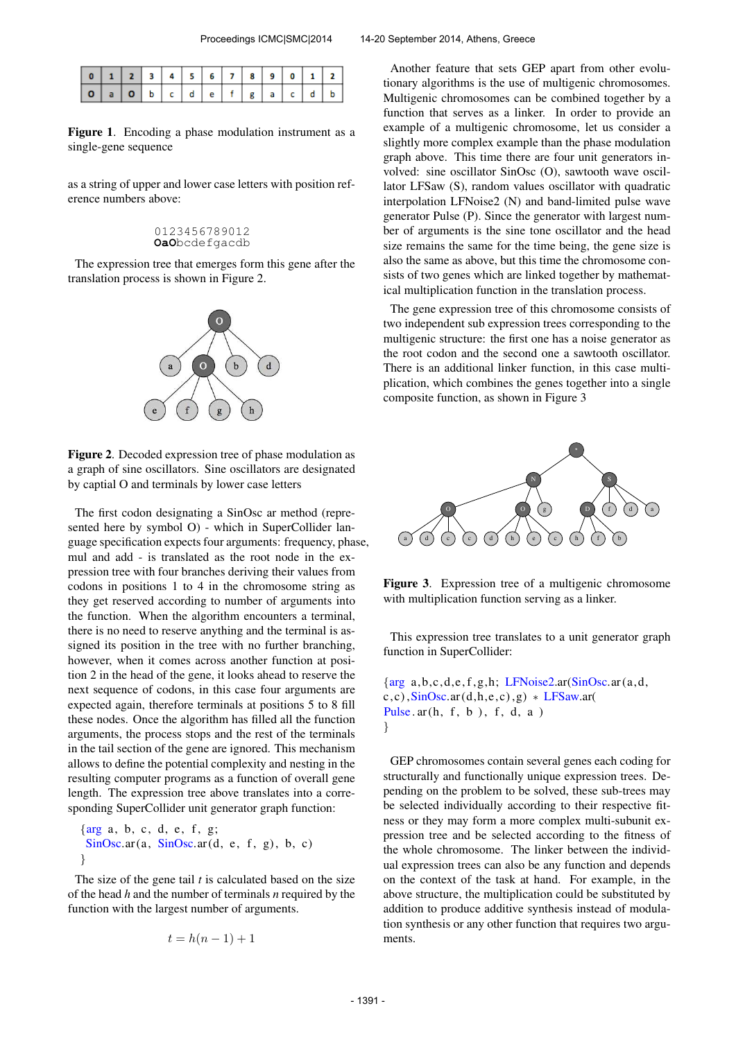| 0 | 1 | 2 | 3 | 4 | 5 | 6 | 7 | 8 | 9 | 0 | 1 | 2 |
|---|---|---|---|---|---|---|---|---|---|---|---|---|
| O | a | O | b | c | d | e | f | g | a | c | d | b |

**Figure 1**. Encoding a phase modulation instrument as a single-gene sequence

as a string of upper and lower case letters with position reference numbers above:

```
0123456789012
OaObcdefgacdb
```

The expression tree that emerges form this gene after the translation process is shown in Figure 2.

**Figure 2**. Decoded expression tree of phase modulation as a graph of sine oscillators. Sine oscillators are designated by captial O and terminals by lower case letters

The first codon designating a SinOsc ar method (represented here by symbol O) - which in SuperCollider language specification expects four arguments: frequency, phase, mul and add - is translated as the root node in the expression tree with four branches deriving their values from codons in positions 1 to 4 in the chromosome string as they get reserved according to number of arguments into the function. When the algorithm encounters a terminal, there is no need to reserve anything and the terminal is assigned its position in the tree with no further branching, however, when it comes across another function at position 2 in the head of the gene, it looks ahead to reserve the next sequence of codons, in this case four arguments are expected again, therefore terminals at positions 5 to 8 fill these nodes. Once the algorithm has filled all the function arguments, the process stops and the rest of the terminals in the tail section of the gene are ignored. This mechanism allows to define the potential complexity and nesting in the resulting computer programs as a function of overall gene length. The expression tree above translates into a corresponding SuperCollider unit generator graph function:

```
{arg a, b, c, d, e, f, g;
 SinOsc.ar(a, SinOsc.ar(d, e, f, g), b, c)
}
```

The size of the gene tail $t$ is calculated based on the size of the head $h$ and the number of terminals $n$ required by the function with the largest number of arguments.

$$t = h(n - 1) + 1$$

Another feature that sets GEP apart from other evolutionary algorithms is the use of multigenic chromosomes. Multigenic chromosomes can be combined together by a function that serves as a linker. In order to provide an example of a multigenic chromosome, let us consider a slightly more complex example than the phase modulation graph above. This time there are four unit generators involved: sine oscillator SinOsc (O), sawtooth wave oscillator LFSaw (S), random values oscillator with quadratic interpolation LFNoise2 (N) and band-limited pulse wave generator Pulse (P). Since the generator with largest number of arguments is the sine tone oscillator and the head size remains the same for the time being, the gene size is also the same as above, but this time the chromosome consists of two genes which are linked together by mathematical multiplication function in the translation process.

The gene expression tree of this chromosome consists of two independent sub expression trees corresponding to the multigenic structure: the first one has a noise generator as the root codon and the second one a sawtooth oscillator. There is an additional linker function, in this case multiplication, which combines the genes together into a single composite function, as shown in Figure 3

**Figure 3**. Expression tree of a multigenic chromosome with multiplication function serving as a linker.

This expression tree translates to a unit generator graph function in SuperCollider:

```
{arg a,b,c,d,e,f,g,h; LFNoise2.ar(SinOsc.ar(a,d,
c,c),SinOsc.ar(d,h,e,c),g) * LFSaw.ar(
Pulse.ar(h, f, b ), f, d, a )
}
```

GEP chromosomes contain several genes each coding for structurally and functionally unique expression trees. Depending on the problem to be solved, these sub-trees may be selected individually according to their respective fitness or they may form a more complex multi-subunit expression tree and be selected according to the fitness of the whole chromosome. The linker between the individual expression trees can also be any function and depends on the context of the task at hand. For example, in the above structure, the multiplication could be substituted by addition to produce additive synthesis instead of modulation synthesis or any other function that requires two arguments.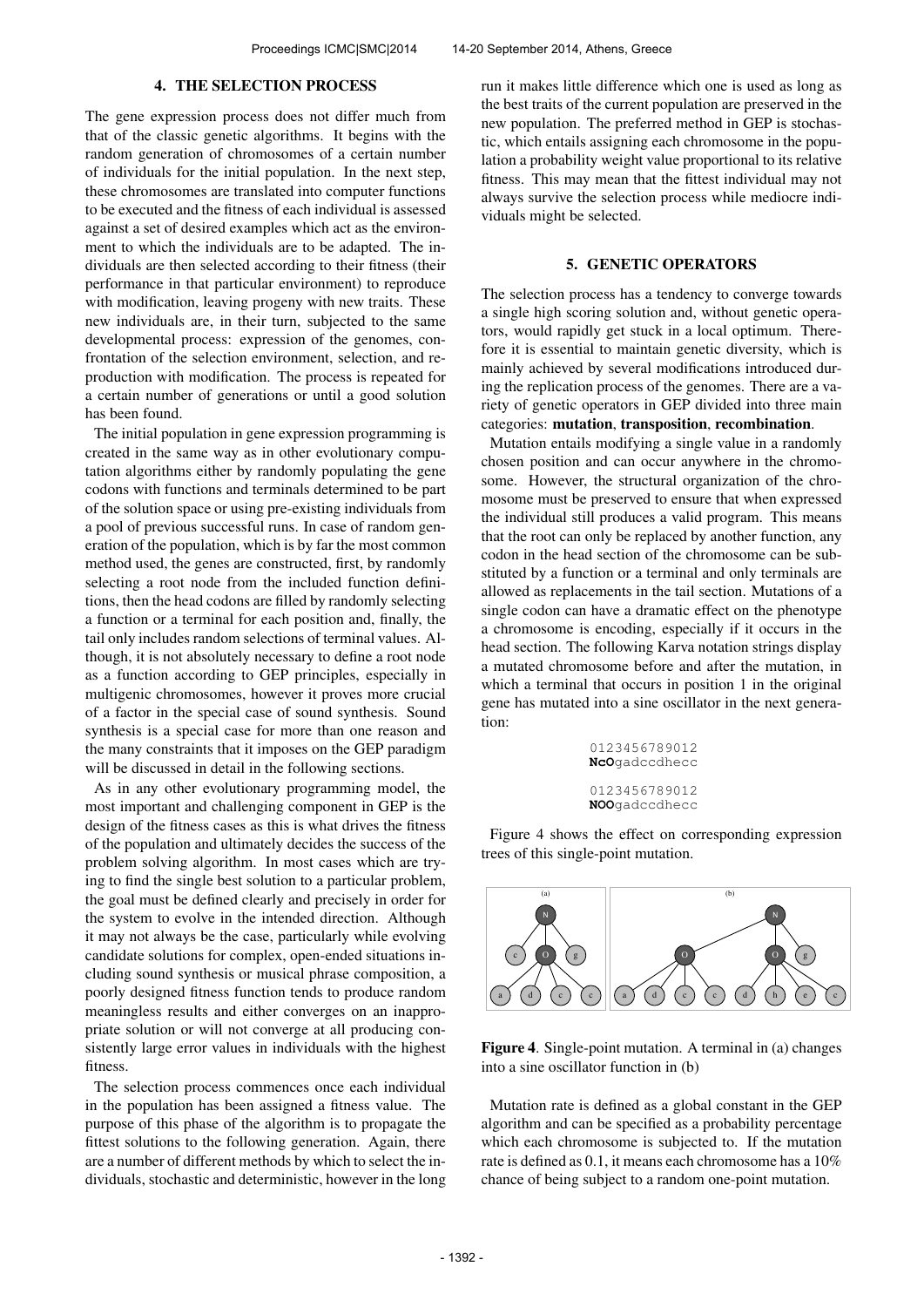## 4. THE SELECTION PROCESS

The gene expression process does not differ much from that of the classic genetic algorithms. It begins with the random generation of chromosomes of a certain number of individuals for the initial population. In the next step, these chromosomes are translated into computer functions to be executed and the fitness of each individual is assessed against a set of desired examples which act as the environment to which the individuals are to be adapted. The individuals are then selected according to their fitness (their performance in that particular environment) to reproduce with modification, leaving progeny with new traits. These new individuals are, in their turn, subjected to the same developmental process: expression of the genomes, confrontation of the selection environment, selection, and reproduction with modification. The process is repeated for a certain number of generations or until a good solution has been found.

The initial population in gene expression programming is created in the same way as in other evolutionary computation algorithms either by randomly populating the gene codons with functions and terminals determined to be part of the solution space or using pre-existing individuals from a pool of previous successful runs. In case of random generation of the population, which is by far the most common method used, the genes are constructed, first, by randomly selecting a root node from the included function definitions, then the head codons are filled by randomly selecting a function or a terminal for each position and, finally, the tail only includes random selections of terminal values. Although, it is not absolutely necessary to define a root node as a function according to GEP principles, especially in multigenic chromosomes, however it proves more crucial of a factor in the special case of sound synthesis. Sound synthesis is a special case for more than one reason and the many constraints that it imposes on the GEP paradigm will be discussed in detail in the following sections.

As in any other evolutionary programming model, the most important and challenging component in GEP is the design of the fitness cases as this is what drives the fitness of the population and ultimately decides the success of the problem solving algorithm. In most cases which are trying to find the single best solution to a particular problem, the goal must be defined clearly and precisely in order for the system to evolve in the intended direction. Although it may not always be the case, particularly while evolving candidate solutions for complex, open-ended situations including sound synthesis or musical phrase composition, a poorly designed fitness function tends to produce random meaningless results and either converges on an inappropriate solution or will not converge at all producing consistently large error values in individuals with the highest fitness.

The selection process commences once each individual in the population has been assigned a fitness value. The purpose of this phase of the algorithm is to propagate the fittest solutions to the following generation. Again, there are a number of different methods by which to select the individuals, stochastic and deterministic, however in the long run it makes little difference which one is used as long as the best traits of the current population are preserved in the new population. The preferred method in GEP is stochastic, which entails assigning each chromosome in the population a probability weight value proportional to its relative fitness. This may mean that the fittest individual may not always survive the selection process while mediocre individuals might be selected.

## 5. GENETIC OPERATORS

The selection process has a tendency to converge towards a single high scoring solution and, without genetic operators, would rapidly get stuck in a local optimum. Therefore it is essential to maintain genetic diversity, which is mainly achieved by several modifications introduced during the replication process of the genomes. There are a variety of genetic operators in GEP divided into three main categories: **mutation**, **transposition**, **recombination**.

Mutation entails modifying a single value in a randomly chosen position and can occur anywhere in the chromosome. However, the structural organization of the chromosome must be preserved to ensure that when expressed the individual still produces a valid program. This means that the root can only be replaced by another function, any codon in the head section of the chromosome can be substituted by a function or a terminal and only terminals are allowed as replacements in the tail section. Mutations of a single codon can have a dramatic effect on the phenotype a chromosome is encoding, especially if it occurs in the head section. The following Karva notation strings display a mutated chromosome before and after the mutation, in which a terminal that occurs in position 1 in the original gene has mutated into a sine oscillator in the next generation:

```
0123456789012
NcOgadccdhecc

0123456789012
NOOgadccdhecc
```

Figure 4 shows the effect on corresponding expression trees of this single-point mutation.

**Figure 4**. Single-point mutation. A terminal in (a) changes into a sine oscillator function in (b)

Mutation rate is defined as a global constant in the GEP algorithm and can be specified as a probability percentage which each chromosome is subjected to. If the mutation rate is defined as 0.1, it means each chromosome has a 10% chance of being subject to a random one-point mutation.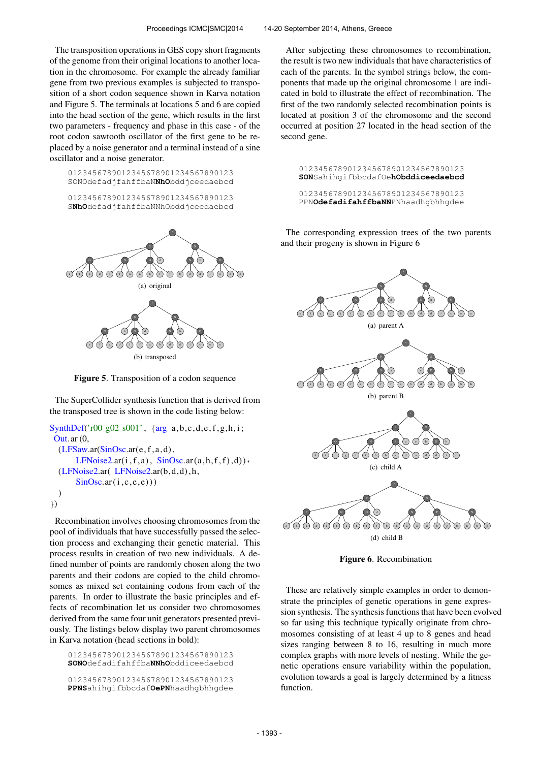The transposition operations in GES copy short fragments of the genome from their original locations to another location in the chromosome. For example the already familiar gene from two previous examples is subjected to transposition of a short codon sequence shown in Karva notation and Figure 5. The terminals at locations 5 and 6 are copied into the head section of the gene, which results in the first two parameters - frequency and phase in this case - of the root codon sawtooth oscillator of the first gene to be replaced by a noise generator and a terminal instead of a sine oscillator and a noise generator.

```
0123456789012345678901234567890123
SONOdefadjfahffbaNNhObddjceedaebcd

0123456789012345678901234567890123
SNhOdefadjfahffbaNNhObddjceedaebcd
```

(a) original

(b) transposed

**Figure 5**. Transposition of a codon sequence

The SuperCollider synthesis function that is derived from the transposed tree is shown in the code listing below:

```
SynthDef('r00_g02_s001', {arg a,b,c,d,e,f,g,h,i;
 Out.ar(0,
  (LFSaw.ar(SinOsc.ar(e,f,a,d),
      LFNoise2.ar(i,f,a), SinOsc.ar(a,h,f,f),d))*
  (LFNoise2.ar( LFNoise2.ar(b,d,d),h,
      SinOsc.ar(i,c,e,e)))
 )
})
```

Recombination involves choosing chromosomes from the pool of individuals that have successfully passed the selection process and exchanging their genetic material. This process results in creation of two new individuals. A defined number of points are randomly chosen along the two parents and their codons are copied to the child chromosomes as mixed set containing codons from each of the parents. In order to illustrate the basic principles and effects of recombination let us consider two chromosomes derived from the same four unit generators presented previously. The listings below display two parent chromosomes in Karva notation (head sections in bold):

```
0123456789012345678901234567890123
SONOdefadifahffbaNNhObddiceedaebcd

0123456789012345678901234567890123
PPNSahihgifbbcdafOePNhaadhgbhhgdee
```

After subjecting these chromosomes to recombination, the result is two new individuals that have characteristics of each of the parents. In the symbol strings below, the components that made up the original chromosome 1 are indicated in bold to illustrate the effect of recombination. The first of the two randomly selected recombination points is located at position 3 of the chromosome and the second occurred at position 27 located in the head section of the second gene.

```
0123456789012345678901234567890123
SONSahihgifbbcdafOehObddiceedaebcd

0123456789012345678901234567890123
PPNOdefadifahffbaNNPNhaadhgbhhgdee
```

The corresponding expression trees of the two parents and their progeny is shown in Figure 6

(a) parent A

(b) parent B

(c) child A

(d) child B

**Figure 6**. Recombination

These are relatively simple examples in order to demonstrate the principles of genetic operations in gene expression synthesis. The synthesis functions that have been evolved so far using this technique typically originate from chromosomes consisting of at least 4 up to 8 genes and head sizes ranging between 8 to 16, resulting in much more complex graphs with more levels of nesting. While the genetic operations ensure variability within the population, evolution towards a goal is largely determined by a fitness function.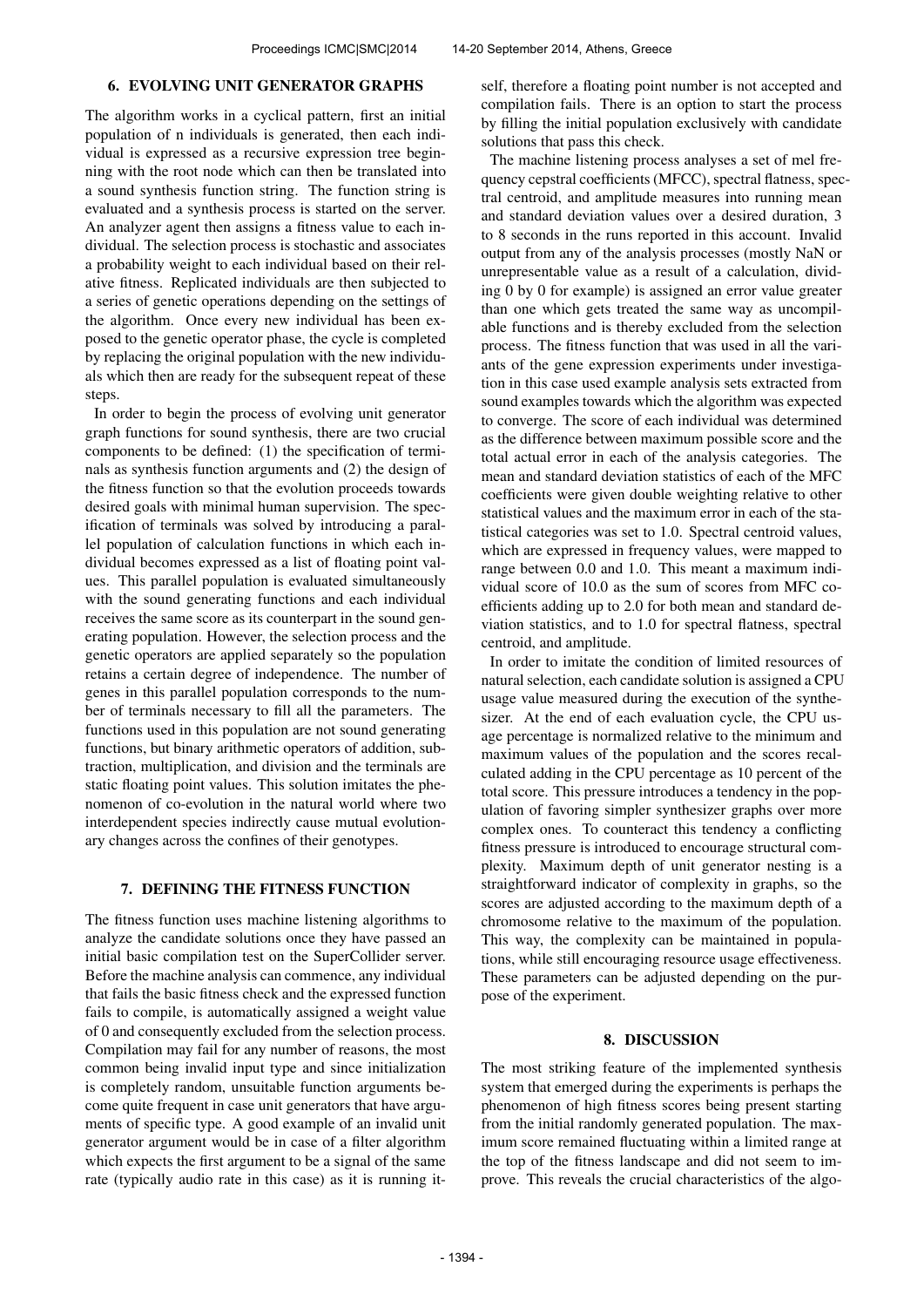## 6. EVOLVING UNIT GENERATOR GRAPHS

The algorithm works in a cyclical pattern, first an initial population of n individuals is generated, then each individual is expressed as a recursive expression tree beginning with the root node which can then be translated into a sound synthesis function string. The function string is evaluated and a synthesis process is started on the server. An analyzer agent then assigns a fitness value to each individual. The selection process is stochastic and associates a probability weight to each individual based on their relative fitness. Replicated individuals are then subjected to a series of genetic operations depending on the settings of the algorithm. Once every new individual has been exposed to the genetic operator phase, the cycle is completed by replacing the original population with the new individuals which then are ready for the subsequent repeat of these steps.

In order to begin the process of evolving unit generator graph functions for sound synthesis, there are two crucial components to be defined: (1) the specification of terminals as synthesis function arguments and (2) the design of the fitness function so that the evolution proceeds towards desired goals with minimal human supervision. The specification of terminals was solved by introducing a parallel population of calculation functions in which each individual becomes expressed as a list of floating point values. This parallel population is evaluated simultaneously with the sound generating functions and each individual receives the same score as its counterpart in the sound generating population. However, the selection process and the genetic operators are applied separately so the population retains a certain degree of independence. The number of genes in this parallel population corresponds to the number of terminals necessary to fill all the parameters. The functions used in this population are not sound generating functions, but binary arithmetic operators of addition, subtraction, multiplication, and division and the terminals are static floating point values. This solution imitates the phenomenon of co-evolution in the natural world where two interdependent species indirectly cause mutual evolutionary changes across the confines of their genotypes.

## 7. DEFINING THE FITNESS FUNCTION

The fitness function uses machine listening algorithms to analyze the candidate solutions once they have passed an initial basic compilation test on the SuperCollider server. Before the machine analysis can commence, any individual that fails the basic fitness check and the expressed function fails to compile, is automatically assigned a weight value of 0 and consequently excluded from the selection process. Compilation may fail for any number of reasons, the most common being invalid input type and since initialization is completely random, unsuitable function arguments become quite frequent in case unit generators that have arguments of specific type. A good example of an invalid unit generator argument would be in case of a filter algorithm which expects the first argument to be a signal of the same rate (typically audio rate in this case) as it is running itself, therefore a floating point number is not accepted and compilation fails. There is an option to start the process by filling the initial population exclusively with candidate solutions that pass this check.

The machine listening process analyses a set of mel frequency cepstral coefficients (MFCC), spectral flatness, spectral centroid, and amplitude measures into running mean and standard deviation values over a desired duration, 3 to 8 seconds in the runs reported in this account. Invalid output from any of the analysis processes (mostly NaN or unrepresentable value as a result of a calculation, dividing 0 by 0 for example) is assigned an error value greater than one which gets treated the same way as uncompilable functions and is thereby excluded from the selection process. The fitness function that was used in all the variants of the gene expression experiments under investigation in this case used example analysis sets extracted from sound examples towards which the algorithm was expected to converge. The score of each individual was determined as the difference between maximum possible score and the total actual error in each of the analysis categories. The mean and standard deviation statistics of each of the MFC coefficients were given double weighting relative to other statistical values and the maximum error in each of the statistical categories was set to 1.0. Spectral centroid values, which are expressed in frequency values, were mapped to range between 0.0 and 1.0. This meant a maximum individual score of 10.0 as the sum of scores from MFC coefficients adding up to 2.0 for both mean and standard deviation statistics, and to 1.0 for spectral flatness, spectral centroid, and amplitude.

In order to imitate the condition of limited resources of natural selection, each candidate solution is assigned a CPU usage value measured during the execution of the synthesizer. At the end of each evaluation cycle, the CPU usage percentage is normalized relative to the minimum and maximum values of the population and the scores recalculated adding in the CPU percentage as 10 percent of the total score. This pressure introduces a tendency in the population of favoring simpler synthesizer graphs over more complex ones. To counteract this tendency a conflicting fitness pressure is introduced to encourage structural complexity. Maximum depth of unit generator nesting is a straightforward indicator of complexity in graphs, so the scores are adjusted according to the maximum depth of a chromosome relative to the maximum of the population. This way, the complexity can be maintained in populations, while still encouraging resource usage effectiveness. These parameters can be adjusted depending on the purpose of the experiment.

## 8. DISCUSSION

The most striking feature of the implemented synthesis system that emerged during the experiments is perhaps the phenomenon of high fitness scores being present starting from the initial randomly generated population. The maximum score remained fluctuating within a limited range at the top of the fitness landscape and did not seem to improve. This reveals the crucial characteristics of the algo-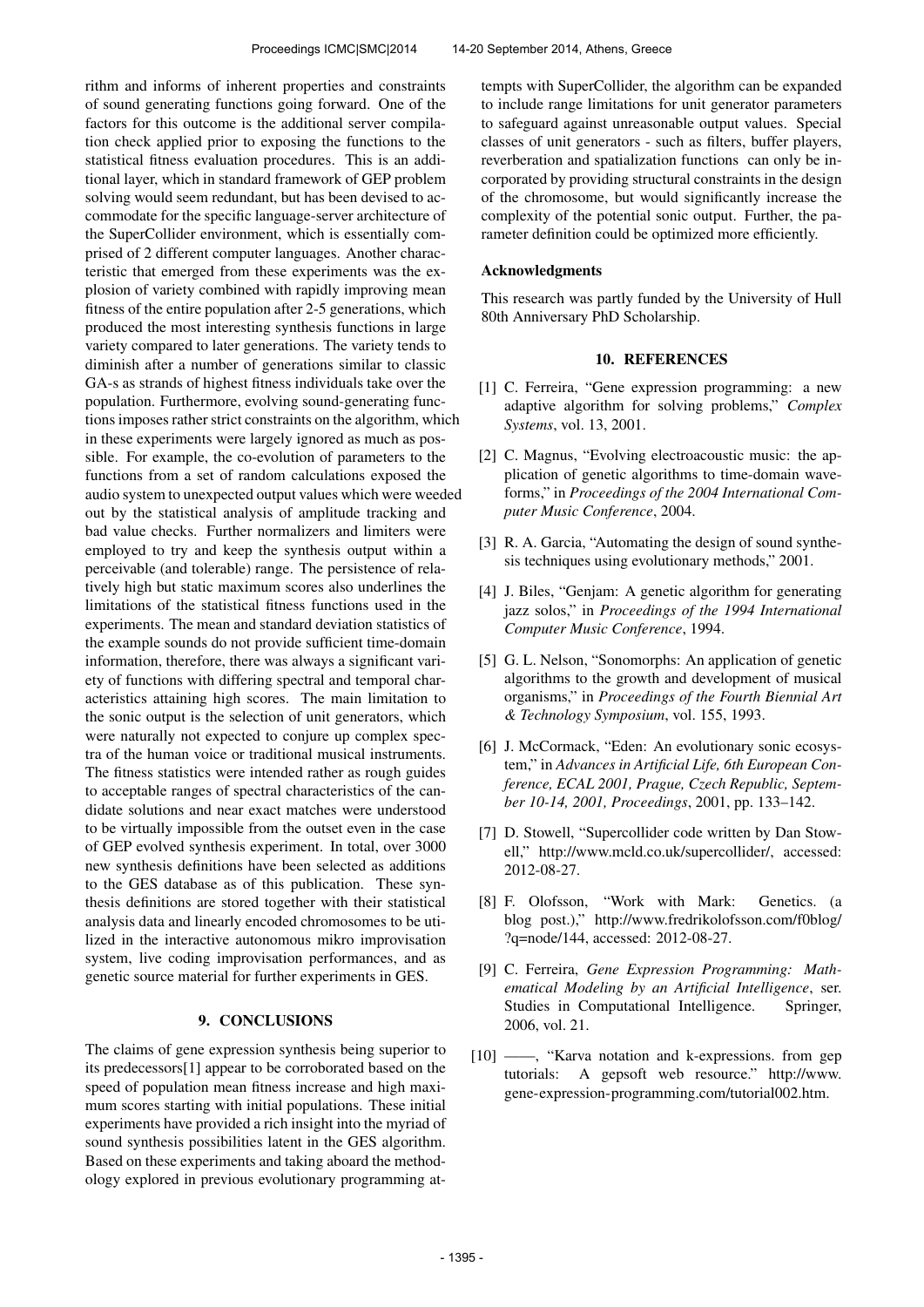rithm and informs of inherent properties and constraints of sound generating functions going forward. One of the factors for this outcome is the additional server compilation check applied prior to exposing the functions to the statistical fitness evaluation procedures. This is an additional layer, which in standard framework of GEP problem solving would seem redundant, but has been devised to accommodate for the specific language-server architecture of the SuperCollider environment, which is essentially comprised of 2 different computer languages. Another characteristic that emerged from these experiments was the explosion of variety combined with rapidly improving mean fitness of the entire population after 2-5 generations, which produced the most interesting synthesis functions in large variety compared to later generations. The variety tends to diminish after a number of generations similar to classic GA-s as strands of highest fitness individuals take over the population. Furthermore, evolving sound-generating functions imposes rather strict constraints on the algorithm, which in these experiments were largely ignored as much as possible. For example, the co-evolution of parameters to the functions from a set of random calculations exposed the audio system to unexpected output values which were weeded out by the statistical analysis of amplitude tracking and bad value checks. Further normalizers and limiters were employed to try and keep the synthesis output within a perceivable (and tolerable) range. The persistence of relatively high but static maximum scores also underlines the limitations of the statistical fitness functions used in the experiments. The mean and standard deviation statistics of the example sounds do not provide sufficient time-domain information, therefore, there was always a significant variety of functions with differing spectral and temporal characteristics attaining high scores. The main limitation to the sonic output is the selection of unit generators, which were naturally not expected to conjure up complex spectra of the human voice or traditional musical instruments. The fitness statistics were intended rather as rough guides to acceptable ranges of spectral characteristics of the candidate solutions and near exact matches were understood to be virtually impossible from the outset even in the case of GEP evolved synthesis experiment. In total, over 3000 new synthesis definitions have been selected as additions to the GES database as of this publication. These synthesis definitions are stored together with their statistical analysis data and linearly encoded chromosomes to be utilized in the interactive autonomous mikro improvisation system, live coding improvisation performances, and as genetic source material for further experiments in GES.

## 9. CONCLUSIONS

The claims of gene expression synthesis being superior to its predecessors[1] appear to be corroborated based on the speed of population mean fitness increase and high maximum scores starting with initial populations. These initial experiments have provided a rich insight into the myriad of sound synthesis possibilities latent in the GES algorithm. Based on these experiments and taking aboard the methodology explored in previous evolutionary programming attempts with SuperCollider, the algorithm can be expanded to include range limitations for unit generator parameters to safeguard against unreasonable output values. Special classes of unit generators - such as filters, buffer players, reverberation and spatialization functions can only be incorporated by providing structural constraints in the design of the chromosome, but would significantly increase the complexity of the potential sonic output. Further, the parameter definition could be optimized more efficiently.

### Acknowledgments

This research was partly funded by the University of Hull 80th Anniversary PhD Scholarship.

## 10. REFERENCES

[1] C. Ferreira, "Gene expression programming: a new adaptive algorithm for solving problems," *Complex Systems*, vol. 13, 2001.

[2] C. Magnus, "Evolving electroacoustic music: the application of genetic algorithms to time-domain waveforms," in *Proceedings of the 2004 International Computer Music Conference*, 2004.

[3] R. A. Garcia, "Automating the design of sound synthesis techniques using evolutionary methods," 2001.

[4] J. Biles, "Genjam: A genetic algorithm for generating jazz solos," in *Proceedings of the 1994 International Computer Music Conference*, 1994.

[5] G. L. Nelson, "Sonomorphs: An application of genetic algorithms to the growth and development of musical organisms," in *Proceedings of the Fourth Biennial Art & Technology Symposium*, vol. 155, 1993.

[6] J. McCormack, "Eden: An evolutionary sonic ecosystem," in *Advances in Artificial Life, 6th European Conference, ECAL 2001, Prague, Czech Republic, September 10-14, 2001, Proceedings*, 2001, pp. 133–142.

[7] D. Stowell, "Supercollider code written by Dan Stowell," http://www.mcld.co.uk/supercollider/, accessed: 2012-08-27.

[8] F. Olofsson, "Work with Mark: Genetics. (a blog post.)," http://www.fredrikolofsson.com/f0blog/?q=node/144, accessed: 2012-08-27.

[9] C. Ferreira, *Gene Expression Programming: Mathematical Modeling by an Artificial Intelligence*, ser. Studies in Computational Intelligence. Springer, 2006, vol. 21.

[10] ——, "Karva notation and k-expressions. from gep tutorials: A gepsoft web resource." http://www.gene-expression-programming.com/tutorial002.htm.